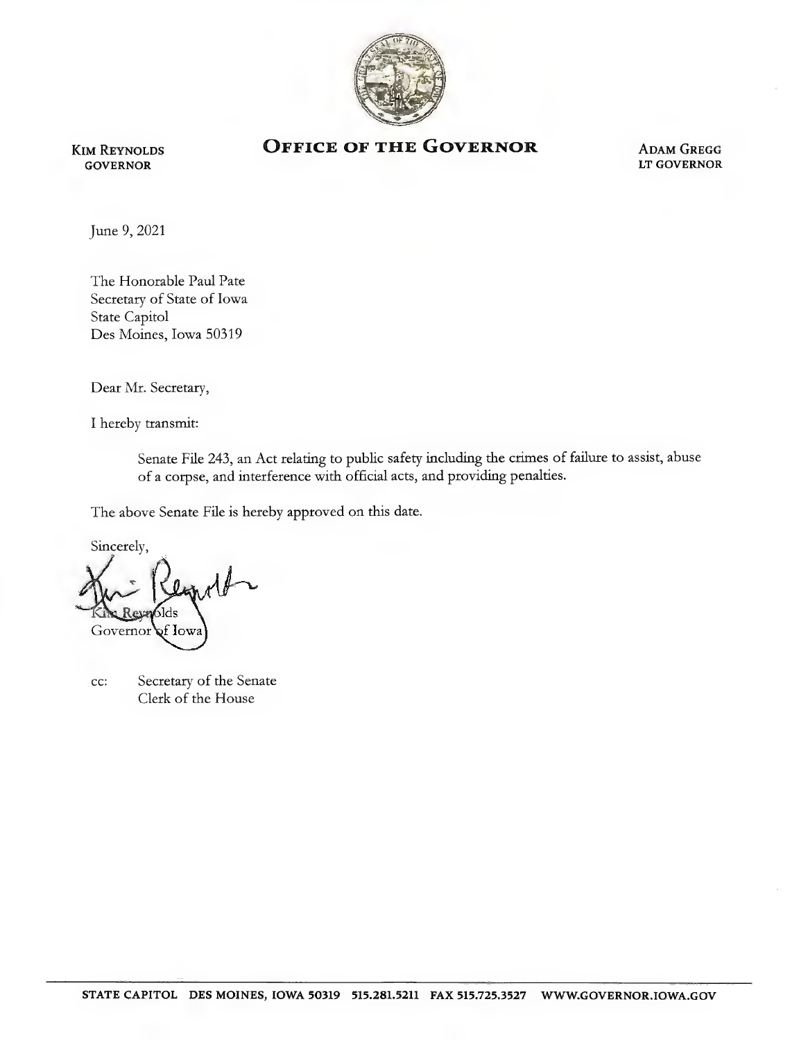KIM REYNOLDS
GOVERNOR

# OFFICE OF THE GOVERNOR

ADAM GREGG
LT GOVERNOR

June 9, 2021

The Honorable Paul Pate
Secretary of State of Iowa
State Capitol
Des Moines, Iowa 50319

Dear Mr. Secretary,

I hereby transmit:

> Senate File 243, an Act relating to public safety including the crimes of failure to assist, abuse of a corpse, and interference with official acts, and providing penalties.

The above Senate File is hereby approved on this date.

Sincerely,

Kim Reynolds
Governor of Iowa

cc: Secretary of the Senate
Clerk of the House

STATE CAPITOL DES MOINES, IOWA 50319 515.281.5211 FAX 515.725.3527 WWW.GOVERNOR.IOWA.GOV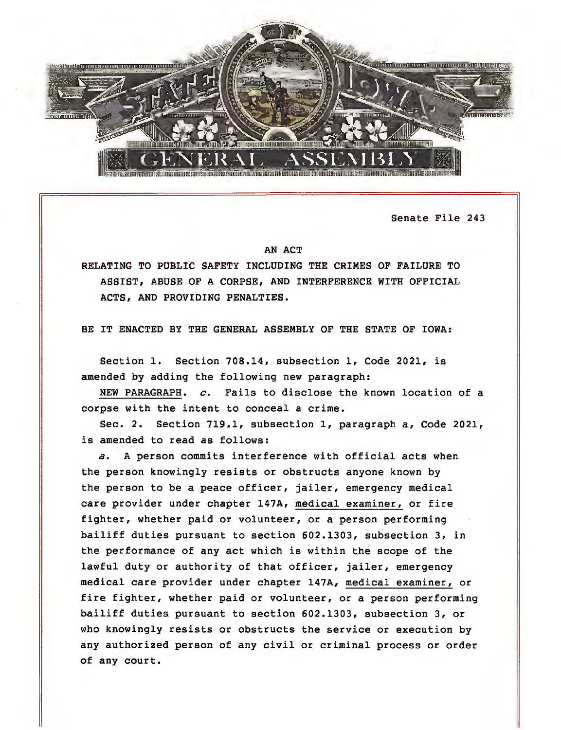STATE OF IOWA

GENERAL ASSEMBLY

Senate File 243

AN ACT

RELATING TO PUBLIC SAFETY INCLUDING THE CRIMES OF FAILURE TO ASSIST, ABUSE OF A CORPSE, AND INTERFERENCE WITH OFFICIAL ACTS, AND PROVIDING PENALTIES.

BE IT ENACTED BY THE GENERAL ASSEMBLY OF THE STATE OF IOWA:

Section 1. Section 708.14, subsection 1, Code 2021, is amended by adding the following new paragraph:

NEW PARAGRAPH. *c.* Fails to disclose the known location of a corpse with the intent to conceal a crime.

Sec. 2. Section 719.1, subsection 1, paragraph a, Code 2021, is amended to read as follows:

*a.* A person commits interference with official acts when the person knowingly resists or obstructs anyone known by the person to be a peace officer, jailer, emergency medical care provider under chapter 147A, medical examiner, or fire fighter, whether paid or volunteer, or a person performing bailiff duties pursuant to section 602.1303, subsection 3, in the performance of any act which is within the scope of the lawful duty or authority of that officer, jailer, emergency medical care provider under chapter 147A, medical examiner, or fire fighter, whether paid or volunteer, or a person performing bailiff duties pursuant to section 602.1303, subsection 3, or who knowingly resists or obstructs the service or execution by any authorized person of any civil or criminal process or order of any court.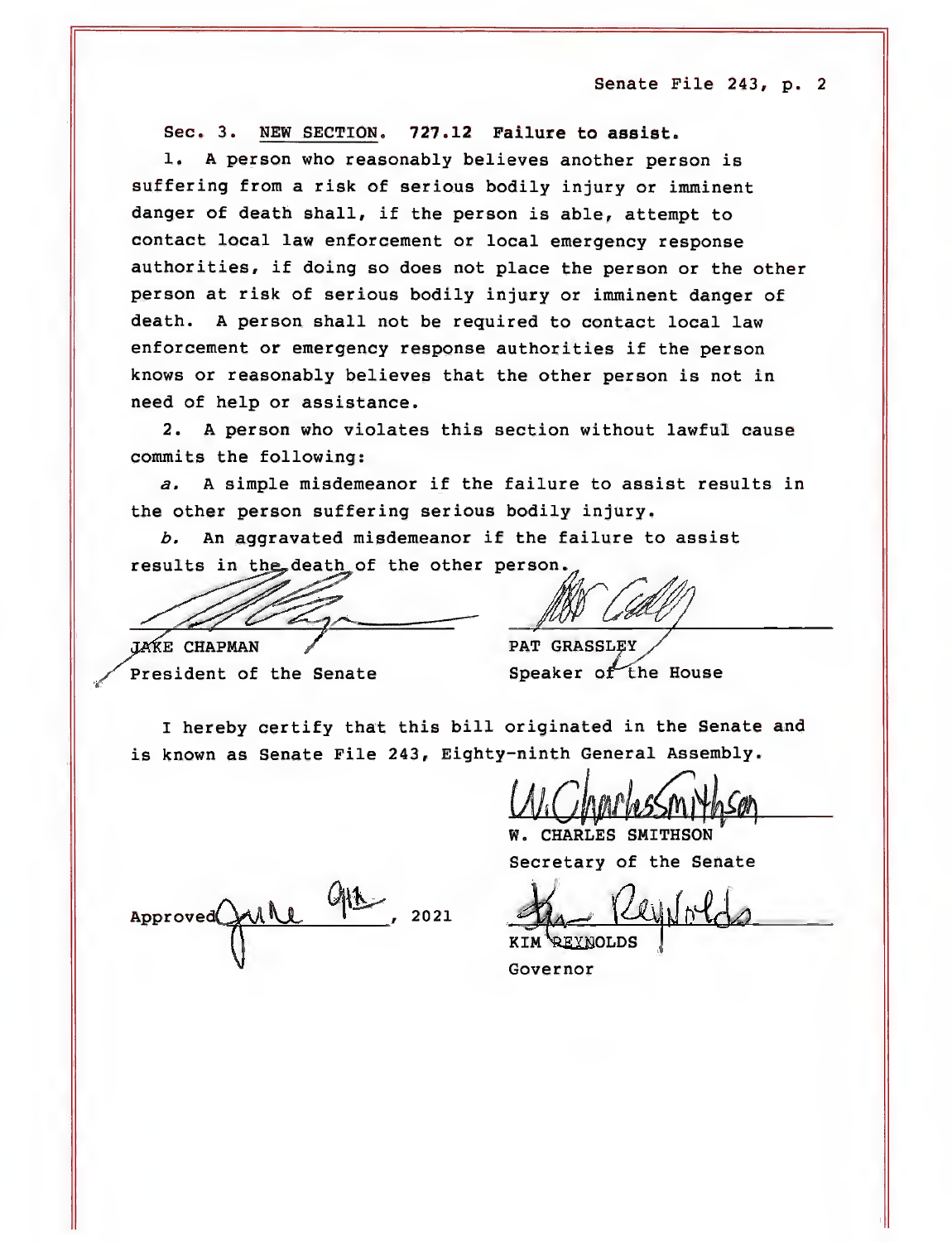Sec. 3. NEW SECTION. **727.12 Failure to assist.**

1. A person who reasonably believes another person is suffering from a risk of serious bodily injury or imminent danger of death shall, if the person is able, attempt to contact local law enforcement or local emergency response authorities, if doing so does not place the person or the other person at risk of serious bodily injury or imminent danger of death. A person shall not be required to contact local law enforcement or emergency response authorities if the person knows or reasonably believes that the other person is not in need of help or assistance.

2. A person who violates this section without lawful cause commits the following:

*a.* A simple misdemeanor if the failure to assist results in the other person suffering serious bodily injury.

*b.* An aggravated misdemeanor if the failure to assist results in the death of the other person.

JAKE CHAPMAN
President of the Senate

PAT GRASSLEY
Speaker of the House

I hereby certify that this bill originated in the Senate and is known as Senate File 243, Eighty-ninth General Assembly.

W. CHARLES SMITHSON
Secretary of the Senate

Approved June 9th, 2021

KIM REYNOLDS
Governor